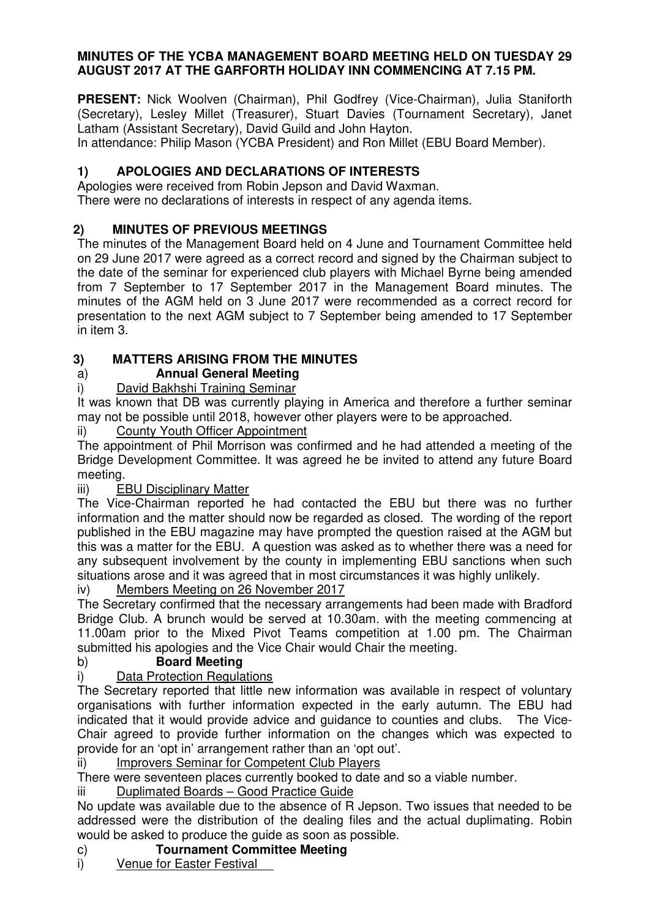**MINUTES OF THE YCBA MANAGEMENT BOARD MEETING HELD ON TUESDAY 29 AUGUST 2017 AT THE GARFORTH HOLIDAY INN COMMENCING AT 7.15 PM.**

**PRESENT:** Nick Woolven (Chairman), Phil Godfrey (Vice-Chairman), Julia Staniforth (Secretary), Lesley Millet (Treasurer), Stuart Davies (Tournament Secretary), Janet Latham (Assistant Secretary), David Guild and John Hayton.

In attendance: Philip Mason (YCBA President) and Ron Millet (EBU Board Member).

## 1) APOLOGIES AND DECLARATIONS OF INTERESTS

Apologies were received from Robin Jepson and David Waxman.

There were no declarations of interests in respect of any agenda items.

## 2) MINUTES OF PREVIOUS MEETINGS

The minutes of the Management Board held on 4 June and Tournament Committee held on 29 June 2017 were agreed as a correct record and signed by the Chairman subject to the date of the seminar for experienced club players with Michael Byrne being amended from 7 September to 17 September 2017 in the Management Board minutes. The minutes of the AGM held on 3 June 2017 were recommended as a correct record for presentation to the next AGM subject to 7 September being amended to 17 September in item 3.

## 3) MATTERS ARISING FROM THE MINUTES

### a) Annual General Meeting

i) <u>David Bakhshi Training Seminar</u>

It was known that DB was currently playing in America and therefore a further seminar may not be possible until 2018, however other players were to be approached.

ii) <u>County Youth Officer Appointment</u>

The appointment of Phil Morrison was confirmed and he had attended a meeting of the Bridge Development Committee. It was agreed he be invited to attend any future Board meeting.

iii) <u>EBU Disciplinary Matter</u>

The Vice-Chairman reported he had contacted the EBU but there was no further information and the matter should now be regarded as closed. The wording of the report published in the EBU magazine may have prompted the question raised at the AGM but this was a matter for the EBU. A question was asked as to whether there was a need for any subsequent involvement by the county in implementing EBU sanctions when such situations arose and it was agreed that in most circumstances it was highly unlikely.

iv) <u>Members Meeting on 26 November 2017</u>

The Secretary confirmed that the necessary arrangements had been made with Bradford Bridge Club. A brunch would be served at 10.30am. with the meeting commencing at 11.00am prior to the Mixed Pivot Teams competition at 1.00 pm. The Chairman submitted his apologies and the Vice Chair would Chair the meeting.

### b) Board Meeting

i) <u>Data Protection Regulations</u>

The Secretary reported that little new information was available in respect of voluntary organisations with further information expected in the early autumn. The EBU had indicated that it would provide advice and guidance to counties and clubs. The Vice-Chair agreed to provide further information on the changes which was expected to provide for an 'opt in' arrangement rather than an 'opt out'.

ii) <u>Improvers Seminar for Competent Club Players</u>

There were seventeen places currently booked to date and so a viable number.

iii <u>Duplimated Boards – Good Practice Guide</u>

No update was available due to the absence of R Jepson. Two issues that needed to be addressed were the distribution of the dealing files and the actual duplimating. Robin would be asked to produce the guide as soon as possible.

### c) Tournament Committee Meeting

i) <u>Venue for Easter Festival</u>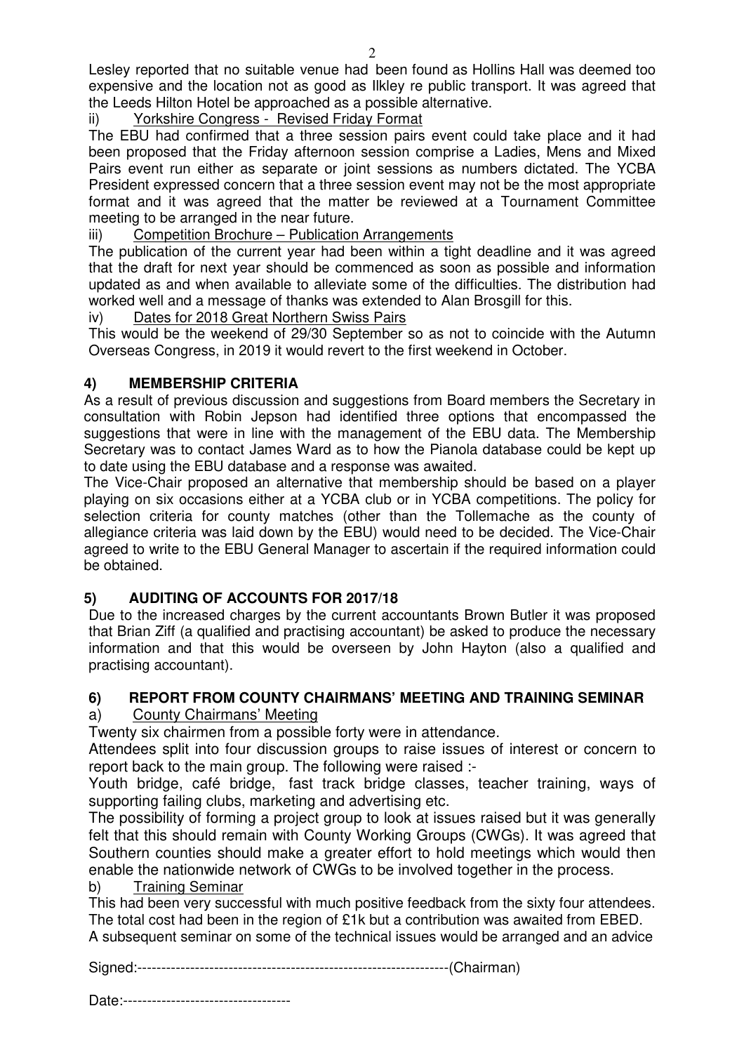Lesley reported that no suitable venue had been found as Hollins Hall was deemed too expensive and the location not as good as Ilkley re public transport. It was agreed that the Leeds Hilton Hotel be approached as a possible alternative.

ii) Yorkshire Congress - Revised Friday Format

The EBU had confirmed that a three session pairs event could take place and it had been proposed that the Friday afternoon session comprise a Ladies, Mens and Mixed Pairs event run either as separate or joint sessions as numbers dictated. The YCBA President expressed concern that a three session event may not be the most appropriate format and it was agreed that the matter be reviewed at a Tournament Committee meeting to be arranged in the near future.

iii) Competition Brochure – Publication Arrangements

The publication of the current year had been within a tight deadline and it was agreed that the draft for next year should be commenced as soon as possible and information updated as and when available to alleviate some of the difficulties. The distribution had worked well and a message of thanks was extended to Alan Brosgill for this.

iv) Dates for 2018 Great Northern Swiss Pairs

This would be the weekend of 29/30 September so as not to coincide with the Autumn Overseas Congress, in 2019 it would revert to the first weekend in October.

## 4) MEMBERSHIP CRITERIA

As a result of previous discussion and suggestions from Board members the Secretary in consultation with Robin Jepson had identified three options that encompassed the suggestions that were in line with the management of the EBU data. The Membership Secretary was to contact James Ward as to how the Pianola database could be kept up to date using the EBU database and a response was awaited.

The Vice-Chair proposed an alternative that membership should be based on a player playing on six occasions either at a YCBA club or in YCBA competitions. The policy for selection criteria for county matches (other than the Tollemache as the county of allegiance criteria was laid down by the EBU) would need to be decided. The Vice-Chair agreed to write to the EBU General Manager to ascertain if the required information could be obtained.

## 5) AUDITING OF ACCOUNTS FOR 2017/18

Due to the increased charges by the current accountants Brown Butler it was proposed that Brian Ziff (a qualified and practising accountant) be asked to produce the necessary information and that this would be overseen by John Hayton (also a qualified and practising accountant).

## 6) REPORT FROM COUNTY CHAIRMANS' MEETING AND TRAINING SEMINAR

a) County Chairmans' Meeting

Twenty six chairmen from a possible forty were in attendance.

Attendees split into four discussion groups to raise issues of interest or concern to report back to the main group. The following were raised :-

Youth bridge, café bridge, fast track bridge classes, teacher training, ways of supporting failing clubs, marketing and advertising etc.

The possibility of forming a project group to look at issues raised but it was generally felt that this should remain with County Working Groups (CWGs). It was agreed that Southern counties should make a greater effort to hold meetings which would then enable the nationwide network of CWGs to be involved together in the process.

b) Training Seminar

This had been very successful with much positive feedback from the sixty four attendees. The total cost had been in the region of £1k but a contribution was awaited from EBED.

A subsequent seminar on some of the technical issues would be arranged and an advice

Signed:-----------------------------------------------------------------(Chairman)

Date:-----------------------------------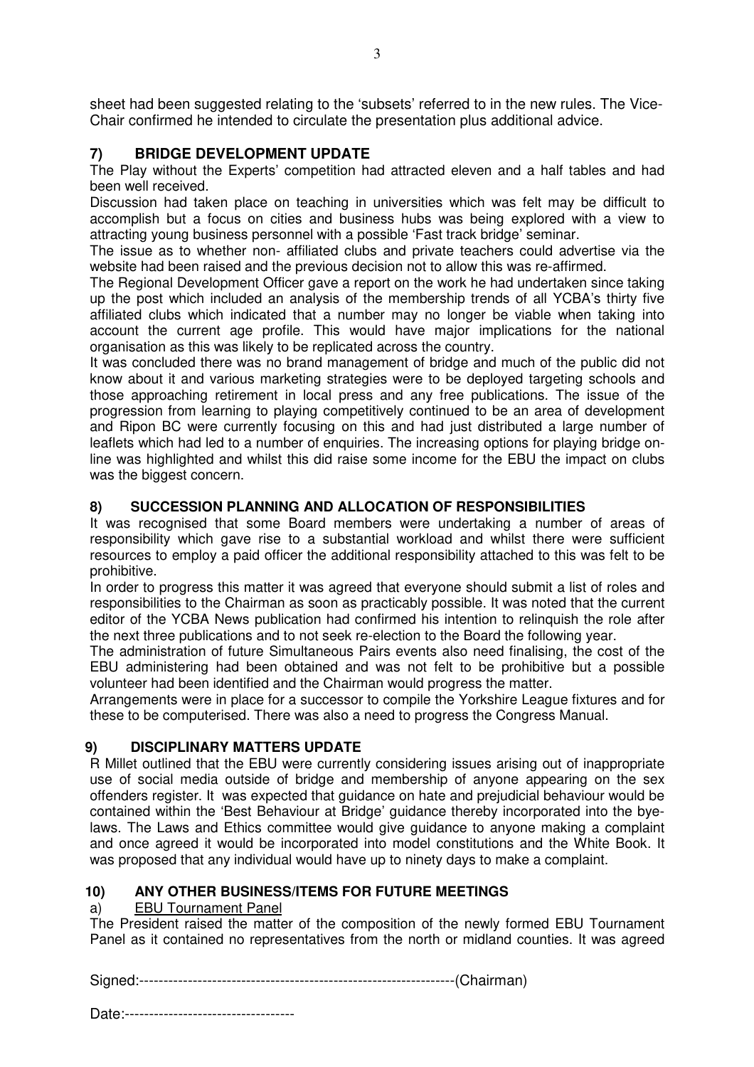sheet had been suggested relating to the 'subsets' referred to in the new rules. The Vice-Chair confirmed he intended to circulate the presentation plus additional advice.

## 7) BRIDGE DEVELOPMENT UPDATE

The Play without the Experts' competition had attracted eleven and a half tables and had been well received.

Discussion had taken place on teaching in universities which was felt may be difficult to accomplish but a focus on cities and business hubs was being explored with a view to attracting young business personnel with a possible 'Fast track bridge' seminar.

The issue as to whether non- affiliated clubs and private teachers could advertise via the website had been raised and the previous decision not to allow this was re-affirmed.

The Regional Development Officer gave a report on the work he had undertaken since taking up the post which included an analysis of the membership trends of all YCBA's thirty five affiliated clubs which indicated that a number may no longer be viable when taking into account the current age profile. This would have major implications for the national organisation as this was likely to be replicated across the country.

It was concluded there was no brand management of bridge and much of the public did not know about it and various marketing strategies were to be deployed targeting schools and those approaching retirement in local press and any free publications. The issue of the progression from learning to playing competitively continued to be an area of development and Ripon BC were currently focusing on this and had just distributed a large number of leaflets which had led to a number of enquiries. The increasing options for playing bridge on-line was highlighted and whilst this did raise some income for the EBU the impact on clubs was the biggest concern.

## 8) SUCCESSION PLANNING AND ALLOCATION OF RESPONSIBILITIES

It was recognised that some Board members were undertaking a number of areas of responsibility which gave rise to a substantial workload and whilst there were sufficient resources to employ a paid officer the additional responsibility attached to this was felt to be prohibitive.

In order to progress this matter it was agreed that everyone should submit a list of roles and responsibilities to the Chairman as soon as practicably possible. It was noted that the current editor of the YCBA News publication had confirmed his intention to relinquish the role after the next three publications and to not seek re-election to the Board the following year.

The administration of future Simultaneous Pairs events also need finalising, the cost of the EBU administering had been obtained and was not felt to be prohibitive but a possible volunteer had been identified and the Chairman would progress the matter.

Arrangements were in place for a successor to compile the Yorkshire League fixtures and for these to be computerised. There was also a need to progress the Congress Manual.

## 9) DISCIPLINARY MATTERS UPDATE

R Millet outlined that the EBU were currently considering issues arising out of inappropriate use of social media outside of bridge and membership of anyone appearing on the sex offenders register. It was expected that guidance on hate and prejudicial behaviour would be contained within the 'Best Behaviour at Bridge' guidance thereby incorporated into the bye-laws. The Laws and Ethics committee would give guidance to anyone making a complaint and once agreed it would be incorporated into model constitutions and the White Book. It was proposed that any individual would have up to ninety days to make a complaint.

## 10) ANY OTHER BUSINESS/ITEMS FOR FUTURE MEETINGS

a) <u>EBU Tournament Panel</u>

The President raised the matter of the composition of the newly formed EBU Tournament Panel as it contained no representatives from the north or midland counties. It was agreed

Signed:-----------------------------------------------------------------(Chairman)

Date:-----------------------------------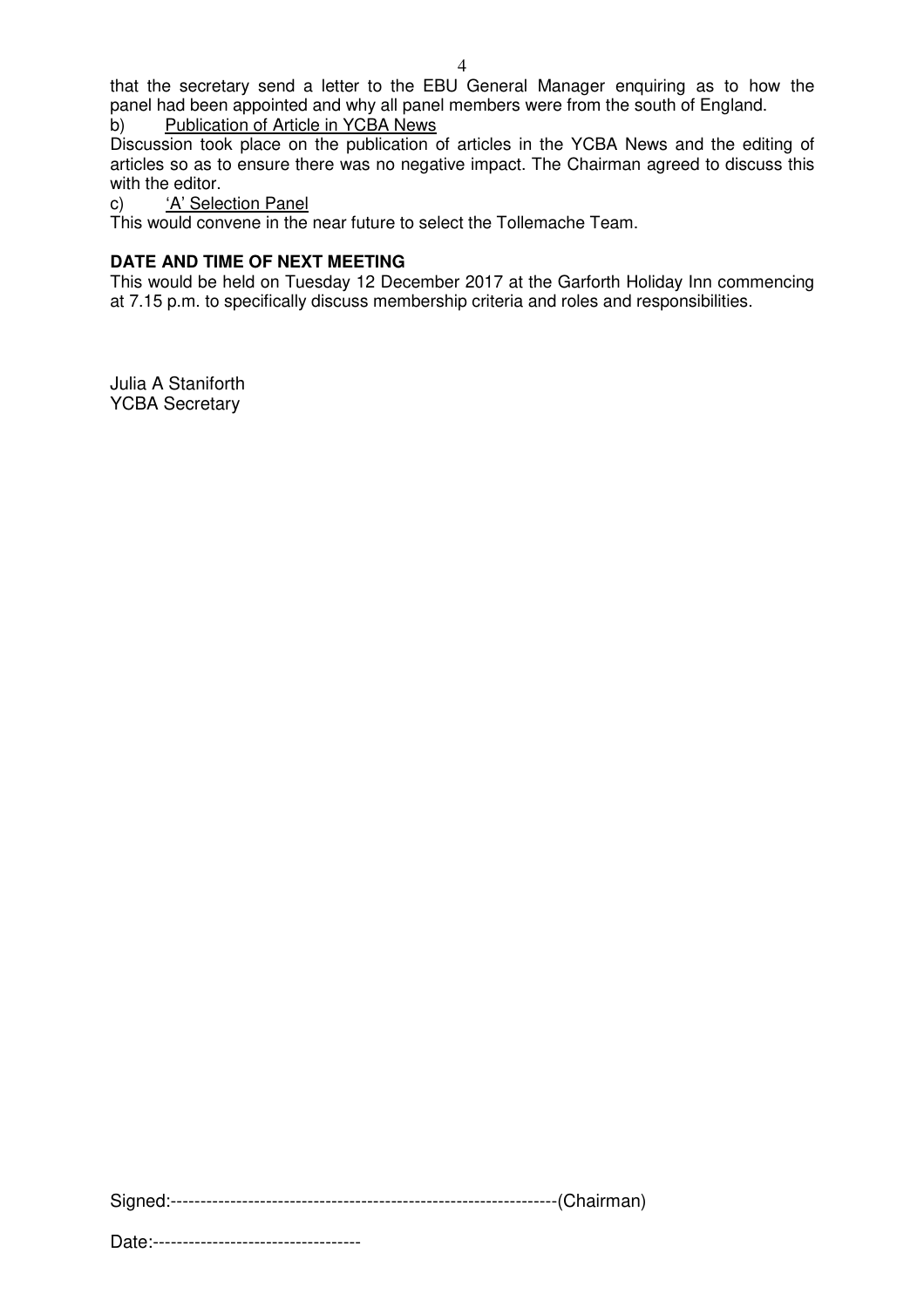that the secretary send a letter to the EBU General Manager enquiring as to how the panel had been appointed and why all panel members were from the south of England.

b) Publication of Article in YCBA News

Discussion took place on the publication of articles in the YCBA News and the editing of articles so as to ensure there was no negative impact. The Chairman agreed to discuss this with the editor.

c) 'A' Selection Panel

This would convene in the near future to select the Tollemache Team.

**DATE AND TIME OF NEXT MEETING**

This would be held on Tuesday 12 December 2017 at the Garforth Holiday Inn commencing at 7.15 p.m. to specifically discuss membership criteria and roles and responsibilities.

Julia A Staniforth
YCBA Secretary

Signed:-----------------------------------------------------------------(Chairman)

Date:-----------------------------------